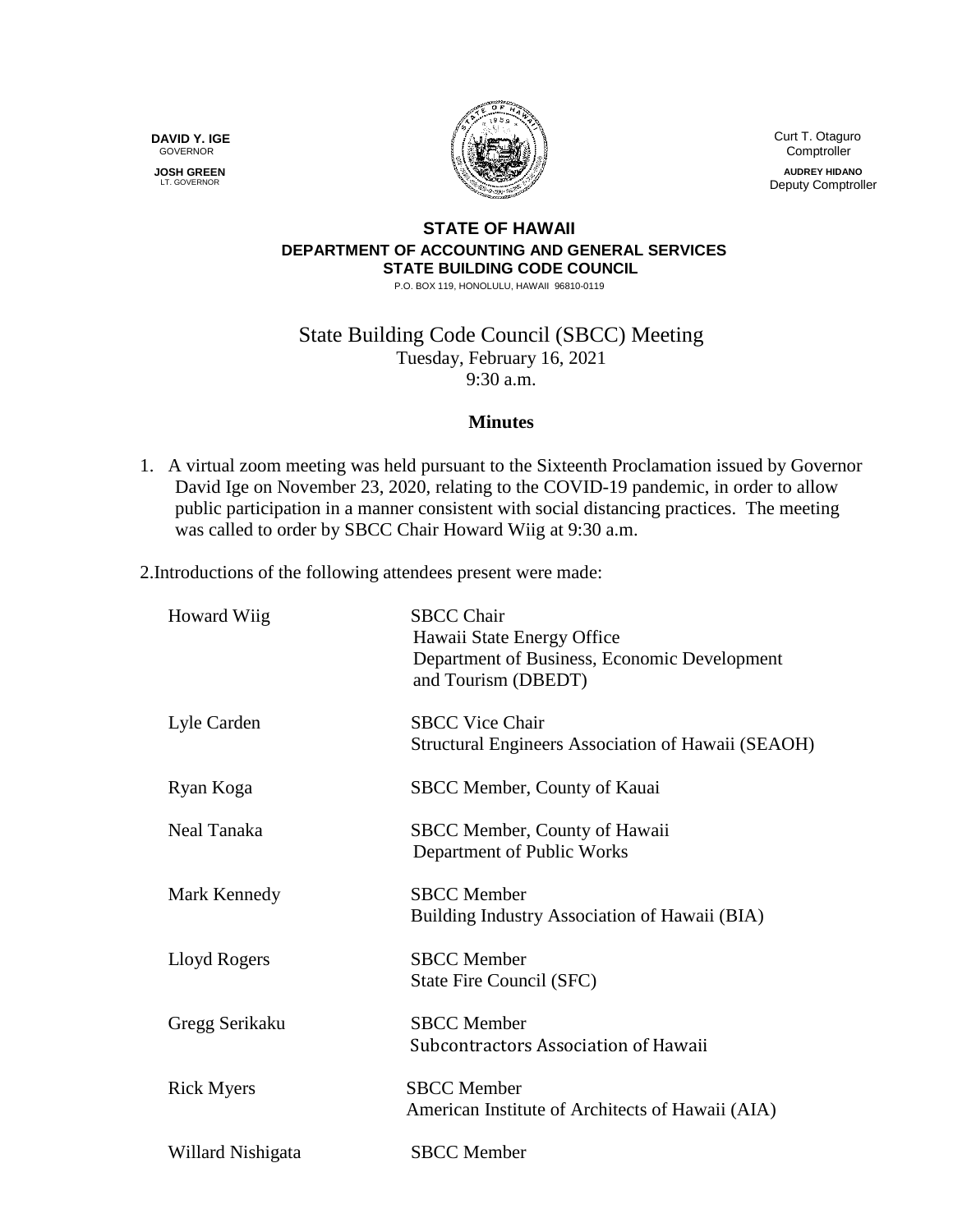**DAVID Y. IGE**
GOVERNOR

**JOSH GREEN**
LT. GOVERNOR

Curt T. Otaguro
Comptroller

**AUDREY HIDANO**
Deputy Comptroller

**STATE OF HAWAII**
**DEPARTMENT OF ACCOUNTING AND GENERAL SERVICES**
**STATE BUILDING CODE COUNCIL**
P.O. BOX 119, HONOLULU, HAWAII 96810-0119

# State Building Code Council (SBCC) Meeting

Tuesday, February 16, 2021
9:30 a.m.

## Minutes

1. A virtual zoom meeting was held pursuant to the Sixteenth Proclamation issued by Governor David Ige on November 23, 2020, relating to the COVID-19 pandemic, in order to allow public participation in a manner consistent with social distancing practices. The meeting was called to order by SBCC Chair Howard Wiig at 9:30 a.m.

2. Introductions of the following attendees present were made:

| | |
|---|---|
| Howard Wiig | SBCC Chair<br>Hawaii State Energy Office<br>Department of Business, Economic Development and Tourism (DBEDT) |
| Lyle Carden | SBCC Vice Chair<br>Structural Engineers Association of Hawaii (SEAOH) |
| Ryan Koga | SBCC Member, County of Kauai |
| Neal Tanaka | SBCC Member, County of Hawaii<br>Department of Public Works |
| Mark Kennedy | SBCC Member<br>Building Industry Association of Hawaii (BIA) |
| Lloyd Rogers | SBCC Member<br>State Fire Council (SFC) |
| Gregg Serikaku | SBCC Member<br>Subcontractors Association of Hawaii |
| Rick Myers | SBCC Member<br>American Institute of Architects of Hawaii (AIA) |
| Willard Nishigata | SBCC Member |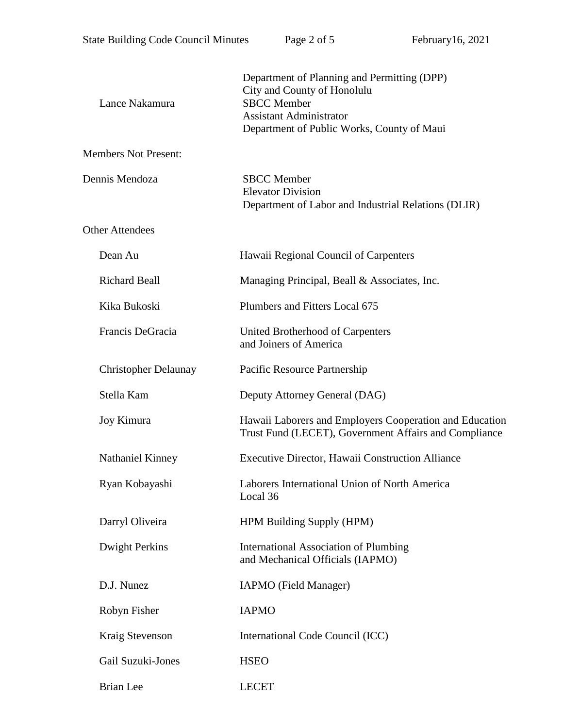| | |
|---|---|
| Lance Nakamura | Department of Planning and Permitting (DPP)<br>City and County of Honolulu<br>SBCC Member<br>Assistant Administrator<br>Department of Public Works, County of Maui |

Members Not Present:

| | |
|---|---|
| Dennis Mendoza | SBCC Member<br>Elevator Division<br>Department of Labor and Industrial Relations (DLIR) |

Other Attendees

| | |
|---|---|
| Dean Au | Hawaii Regional Council of Carpenters |
| Richard Beall | Managing Principal, Beall & Associates, Inc. |
| Kika Bukoski | Plumbers and Fitters Local 675 |
| Francis DeGracia | United Brotherhood of Carpenters and Joiners of America |
| Christopher Delaunay | Pacific Resource Partnership |
| Stella Kam | Deputy Attorney General (DAG) |
| Joy Kimura | Hawaii Laborers and Employers Cooperation and Education Trust Fund (LECET), Government Affairs and Compliance |
| Nathaniel Kinney | Executive Director, Hawaii Construction Alliance |
| Ryan Kobayashi | Laborers International Union of North America Local 36 |
| Darryl Oliveira | HPM Building Supply (HPM) |
| Dwight Perkins | International Association of Plumbing and Mechanical Officials (IAPMO) |
| D.J. Nunez | IAPMO (Field Manager) |
| Robyn Fisher | IAPMO |
| Kraig Stevenson | International Code Council (ICC) |
| Gail Suzuki-Jones | HSEO |
| Brian Lee | LECET |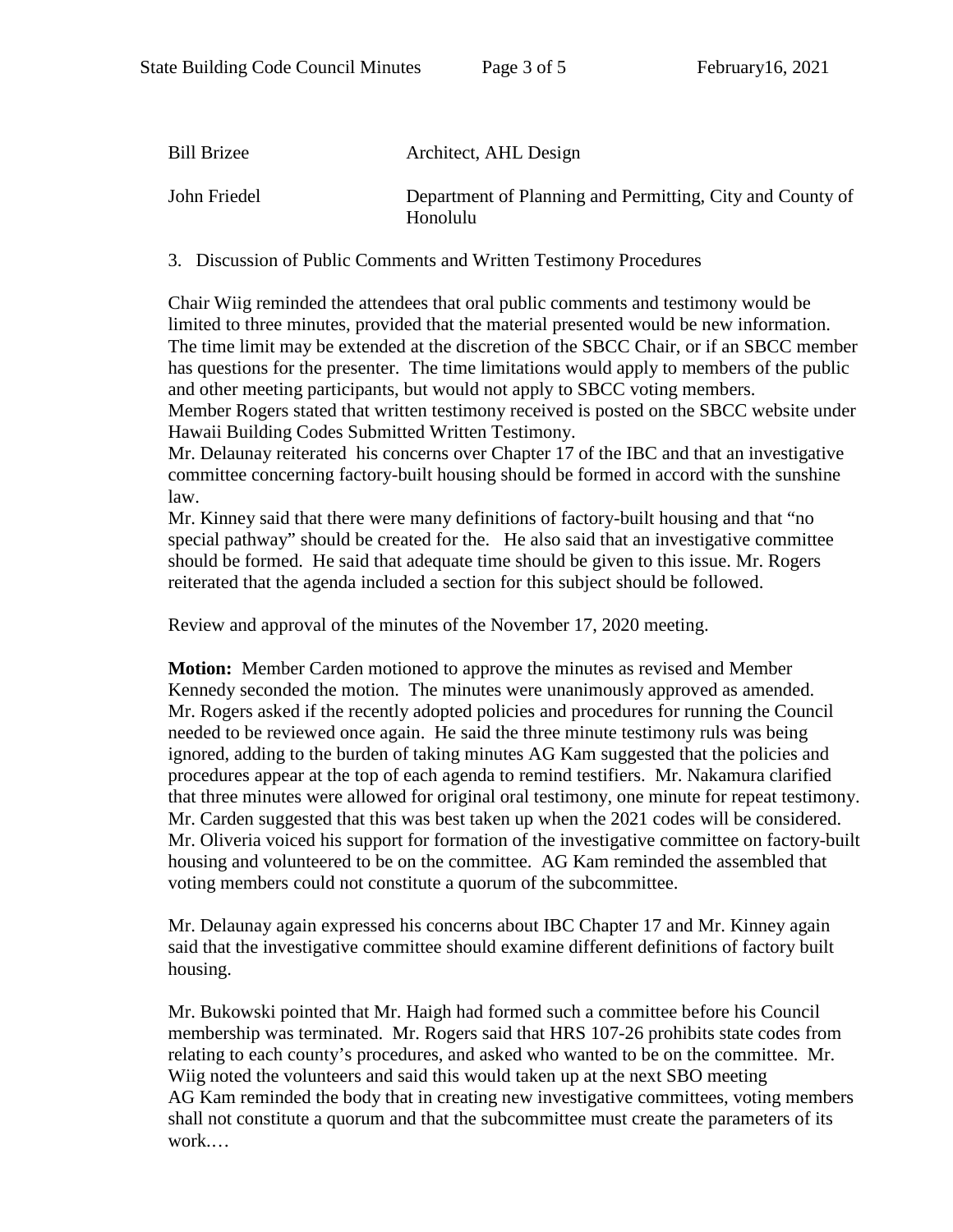| | |
|---|---|
| Bill Brizee | Architect, AHL Design |
| John Friedel | Department of Planning and Permitting, City and County of Honolulu |

3. Discussion of Public Comments and Written Testimony Procedures

Chair Wiig reminded the attendees that oral public comments and testimony would be limited to three minutes, provided that the material presented would be new information. The time limit may be extended at the discretion of the SBCC Chair, or if an SBCC member has questions for the presenter. The time limitations would apply to members of the public and other meeting participants, but would not apply to SBCC voting members.
Member Rogers stated that written testimony received is posted on the SBCC website under Hawaii Building Codes Submitted Written Testimony.
Mr. Delaunay reiterated his concerns over Chapter 17 of the IBC and that an investigative committee concerning factory-built housing should be formed in accord with the sunshine law.
Mr. Kinney said that there were many definitions of factory-built housing and that "no special pathway" should be created for the. He also said that an investigative committee should be formed. He said that adequate time should be given to this issue. Mr. Rogers reiterated that the agenda included a section for this subject should be followed.

Review and approval of the minutes of the November 17, 2020 meeting.

**Motion:** Member Carden motioned to approve the minutes as revised and Member Kennedy seconded the motion. The minutes were unanimously approved as amended.
Mr. Rogers asked if the recently adopted policies and procedures for running the Council needed to be reviewed once again. He said the three minute testimony ruls was being ignored, adding to the burden of taking minutes AG Kam suggested that the policies and procedures appear at the top of each agenda to remind testifiers. Mr. Nakamura clarified that three minutes were allowed for original oral testimony, one minute for repeat testimony. Mr. Carden suggested that this was best taken up when the 2021 codes will be considered. Mr. Oliveria voiced his support for formation of the investigative committee on factory-built housing and volunteered to be on the committee. AG Kam reminded the assembled that voting members could not constitute a quorum of the subcommittee.

Mr. Delaunay again expressed his concerns about IBC Chapter 17 and Mr. Kinney again said that the investigative committee should examine different definitions of factory built housing.

Mr. Bukowski pointed that Mr. Haigh had formed such a committee before his Council membership was terminated. Mr. Rogers said that HRS 107-26 prohibits state codes from relating to each county's procedures, and asked who wanted to be on the committee. Mr. Wiig noted the volunteers and said this would taken up at the next SBO meeting
AG Kam reminded the body that in creating new investigative committees, voting members shall not constitute a quorum and that the subcommittee must create the parameters of its work.…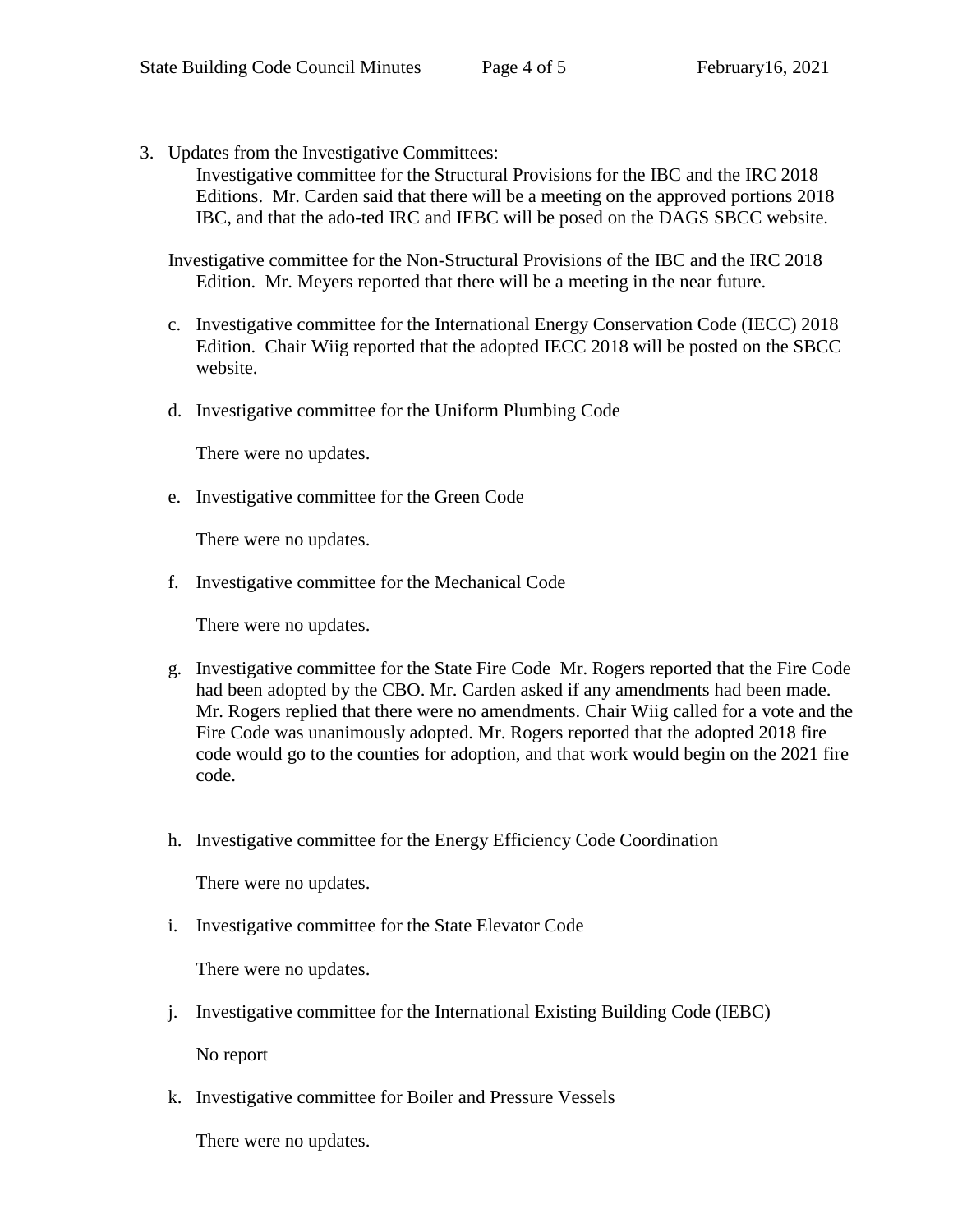3. Updates from the Investigative Committees:

   Investigative committee for the Structural Provisions for the IBC and the IRC 2018 Editions. Mr. Carden said that there will be a meeting on the approved portions 2018 IBC, and that the ado-ted IRC and IEBC will be posed on the DAGS SBCC website.

   Investigative committee for the Non-Structural Provisions of the IBC and the IRC 2018 Edition. Mr. Meyers reported that there will be a meeting in the near future.

   c. Investigative committee for the International Energy Conservation Code (IECC) 2018 Edition. Chair Wiig reported that the adopted IECC 2018 will be posted on the SBCC website.

   d. Investigative committee for the Uniform Plumbing Code

      There were no updates.

   e. Investigative committee for the Green Code

      There were no updates.

   f. Investigative committee for the Mechanical Code

      There were no updates.

   g. Investigative committee for the State Fire Code Mr. Rogers reported that the Fire Code had been adopted by the CBO. Mr. Carden asked if any amendments had been made. Mr. Rogers replied that there were no amendments. Chair Wiig called for a vote and the Fire Code was unanimously adopted. Mr. Rogers reported that the adopted 2018 fire code would go to the counties for adoption, and that work would begin on the 2021 fire code.

   h. Investigative committee for the Energy Efficiency Code Coordination

      There were no updates.

   i. Investigative committee for the State Elevator Code

      There were no updates.

   j. Investigative committee for the International Existing Building Code (IEBC)

      No report

   k. Investigative committee for Boiler and Pressure Vessels

      There were no updates.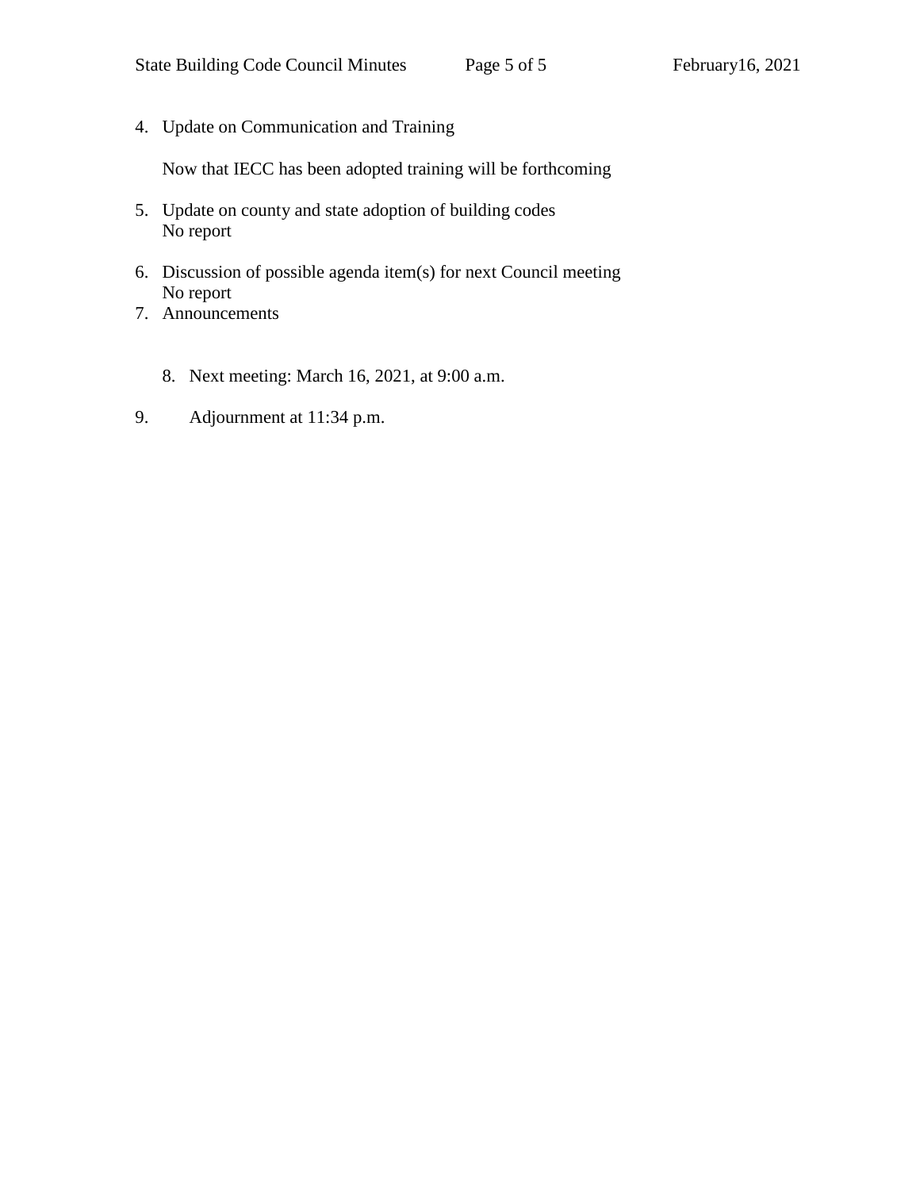4. Update on Communication and Training

   Now that IECC has been adopted training will be forthcoming

5. Update on county and state adoption of building codes
   No report

6. Discussion of possible agenda item(s) for next Council meeting
   No report

7. Announcements

8. Next meeting: March 16, 2021, at 9:00 a.m.

9. Adjournment at 11:34 p.m.